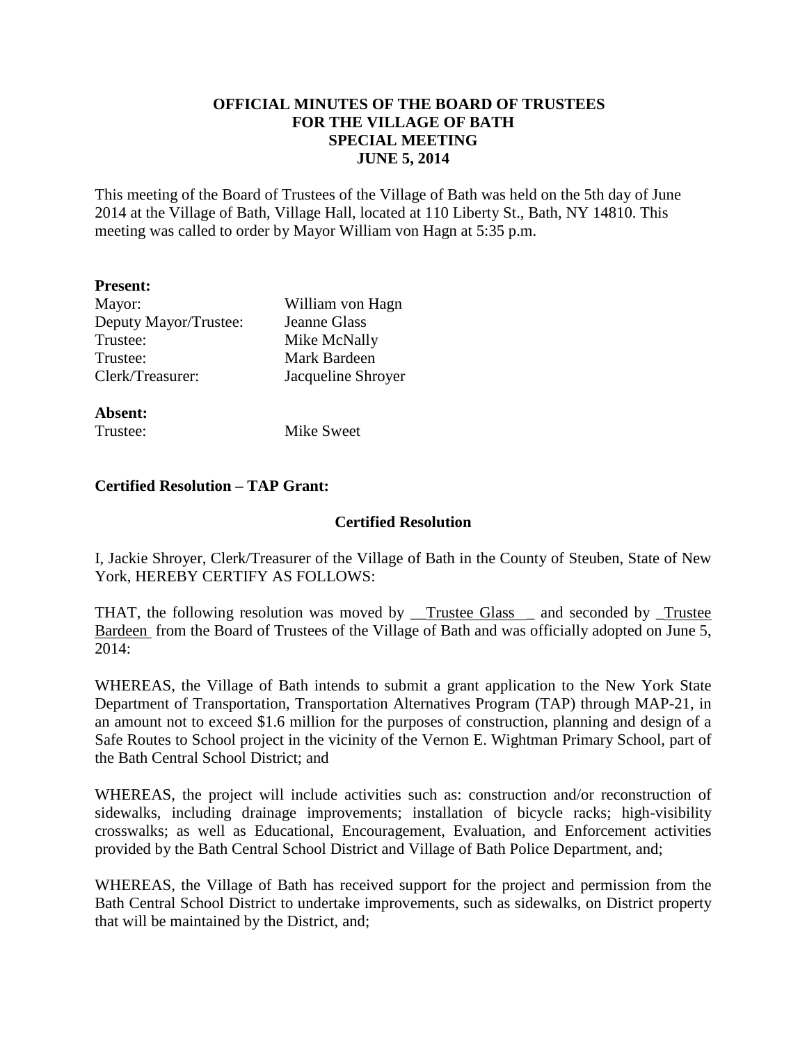**OFFICIAL MINUTES OF THE BOARD OF TRUSTEES**
**FOR THE VILLAGE OF BATH**
**SPECIAL MEETING**
**JUNE 5, 2014**

This meeting of the Board of Trustees of the Village of Bath was held on the 5th day of June 2014 at the Village of Bath, Village Hall, located at 110 Liberty St., Bath, NY 14810. This meeting was called to order by Mayor William von Hagn at 5:35 p.m.

**Present:**

| | |
|---|---|
| Mayor: | William von Hagn |
| Deputy Mayor/Trustee: | Jeanne Glass |
| Trustee: | Mike McNally |
| Trustee: | Mark Bardeen |
| Clerk/Treasurer: | Jacqueline Shroyer |

**Absent:**

| | |
|---|---|
| Trustee: | Mike Sweet |

**Certified Resolution – TAP Grant:**

**Certified Resolution**

I, Jackie Shroyer, Clerk/Treasurer of the Village of Bath in the County of Steuben, State of New York, HEREBY CERTIFY AS FOLLOWS:

THAT, the following resolution was moved by __Trustee Glass__ and seconded by _Trustee Bardeen_ from the Board of Trustees of the Village of Bath and was officially adopted on June 5, 2014:

WHEREAS, the Village of Bath intends to submit a grant application to the New York State Department of Transportation, Transportation Alternatives Program (TAP) through MAP-21, in an amount not to exceed $1.6 million for the purposes of construction, planning and design of a Safe Routes to School project in the vicinity of the Vernon E. Wightman Primary School, part of the Bath Central School District; and

WHEREAS, the project will include activities such as: construction and/or reconstruction of sidewalks, including drainage improvements; installation of bicycle racks; high-visibility crosswalks; as well as Educational, Encouragement, Evaluation, and Enforcement activities provided by the Bath Central School District and Village of Bath Police Department, and;

WHEREAS, the Village of Bath has received support for the project and permission from the Bath Central School District to undertake improvements, such as sidewalks, on District property that will be maintained by the District, and;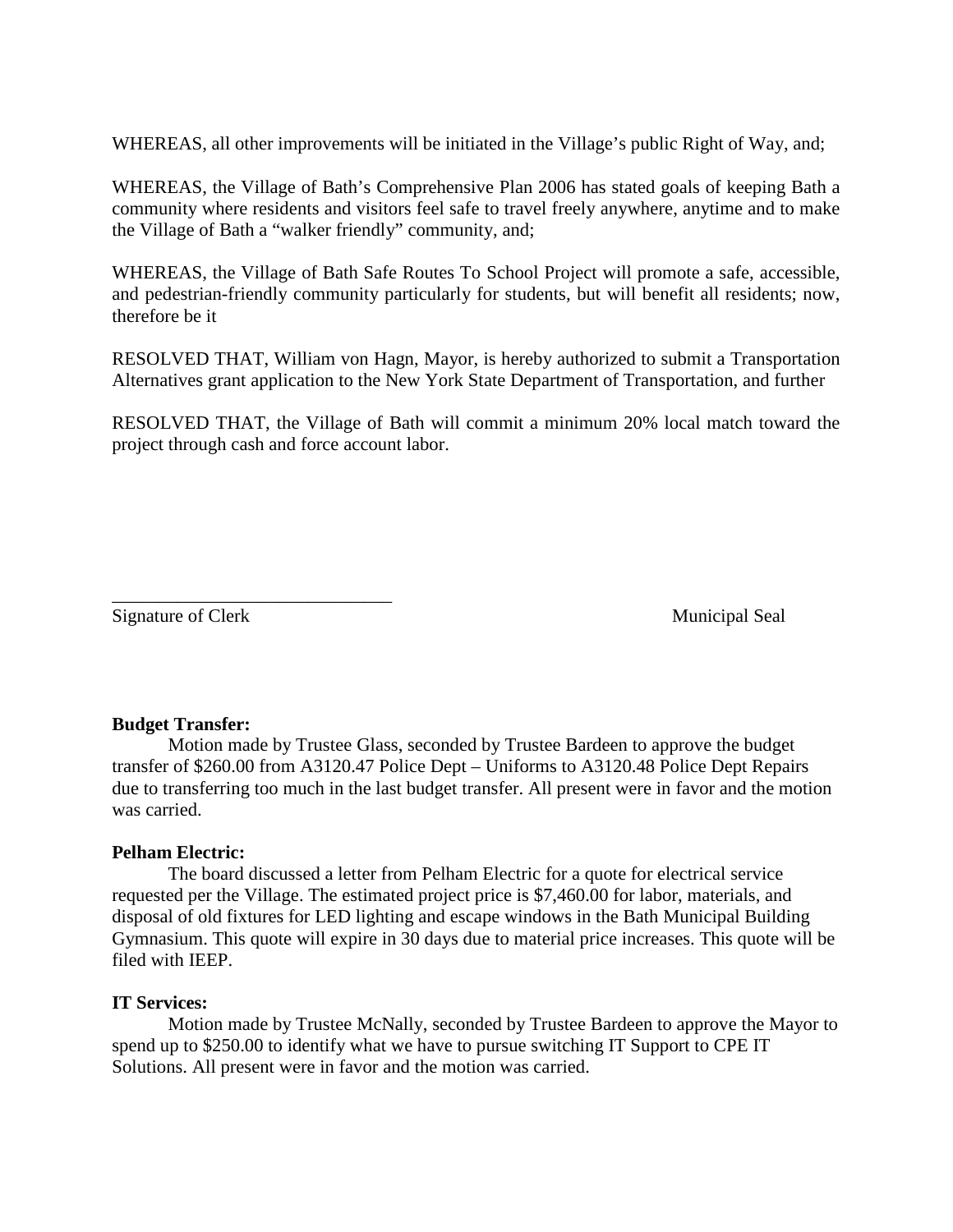WHEREAS, all other improvements will be initiated in the Village's public Right of Way, and;

WHEREAS, the Village of Bath's Comprehensive Plan 2006 has stated goals of keeping Bath a community where residents and visitors feel safe to travel freely anywhere, anytime and to make the Village of Bath a "walker friendly" community, and;

WHEREAS, the Village of Bath Safe Routes To School Project will promote a safe, accessible, and pedestrian-friendly community particularly for students, but will benefit all residents; now, therefore be it

RESOLVED THAT, William von Hagn, Mayor, is hereby authorized to submit a Transportation Alternatives grant application to the New York State Department of Transportation, and further

RESOLVED THAT, the Village of Bath will commit a minimum 20% local match toward the project through cash and force account labor.

_______________________________
Signature of Clerk                                                                        Municipal Seal

**Budget Transfer:**

Motion made by Trustee Glass, seconded by Trustee Bardeen to approve the budget transfer of $260.00 from A3120.47 Police Dept – Uniforms to A3120.48 Police Dept Repairs due to transferring too much in the last budget transfer. All present were in favor and the motion was carried.

**Pelham Electric:**

The board discussed a letter from Pelham Electric for a quote for electrical service requested per the Village. The estimated project price is $7,460.00 for labor, materials, and disposal of old fixtures for LED lighting and escape windows in the Bath Municipal Building Gymnasium. This quote will expire in 30 days due to material price increases. This quote will be filed with IEEP.

**IT Services:**

Motion made by Trustee McNally, seconded by Trustee Bardeen to approve the Mayor to spend up to $250.00 to identify what we have to pursue switching IT Support to CPE IT Solutions. All present were in favor and the motion was carried.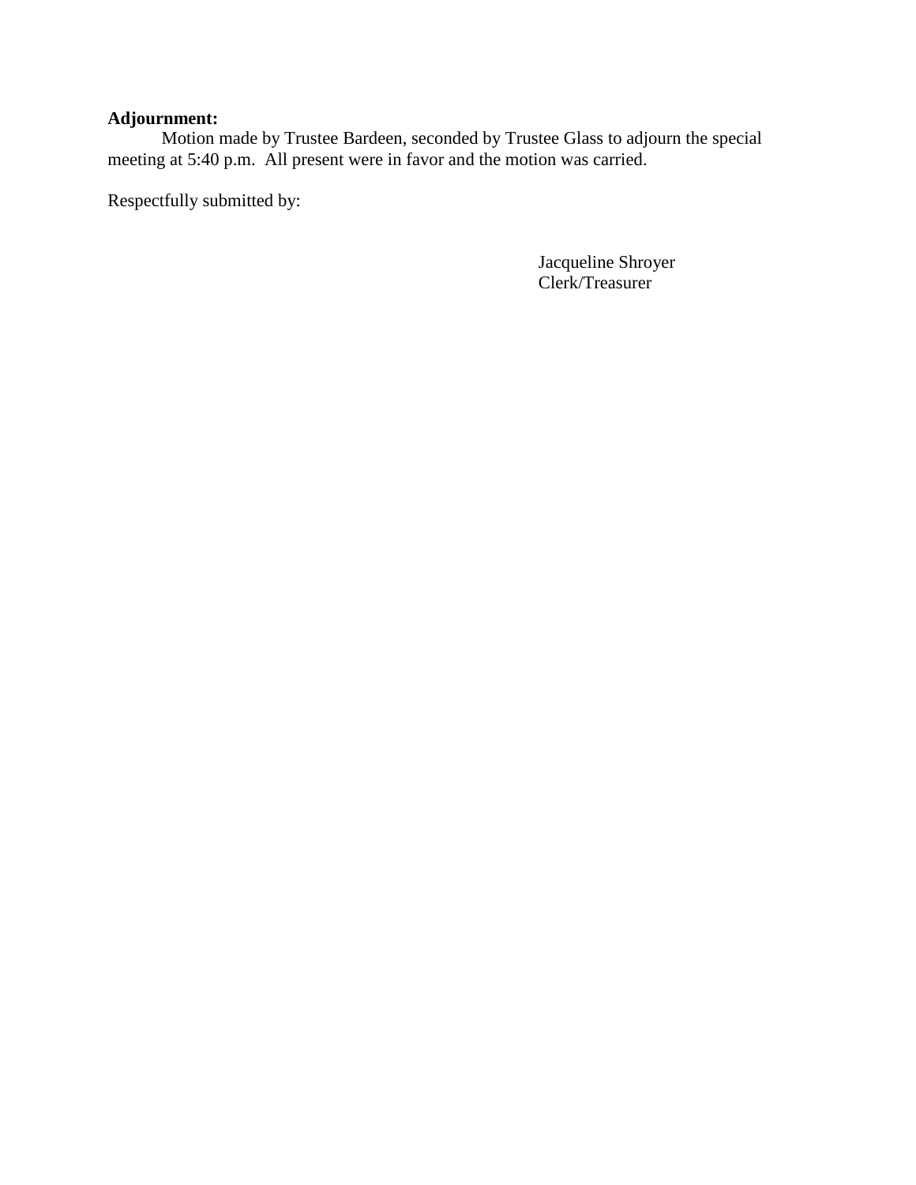**Adjournment:**

Motion made by Trustee Bardeen, seconded by Trustee Glass to adjourn the special meeting at 5:40 p.m. All present were in favor and the motion was carried.

Respectfully submitted by:

Jacqueline Shroyer
Clerk/Treasurer